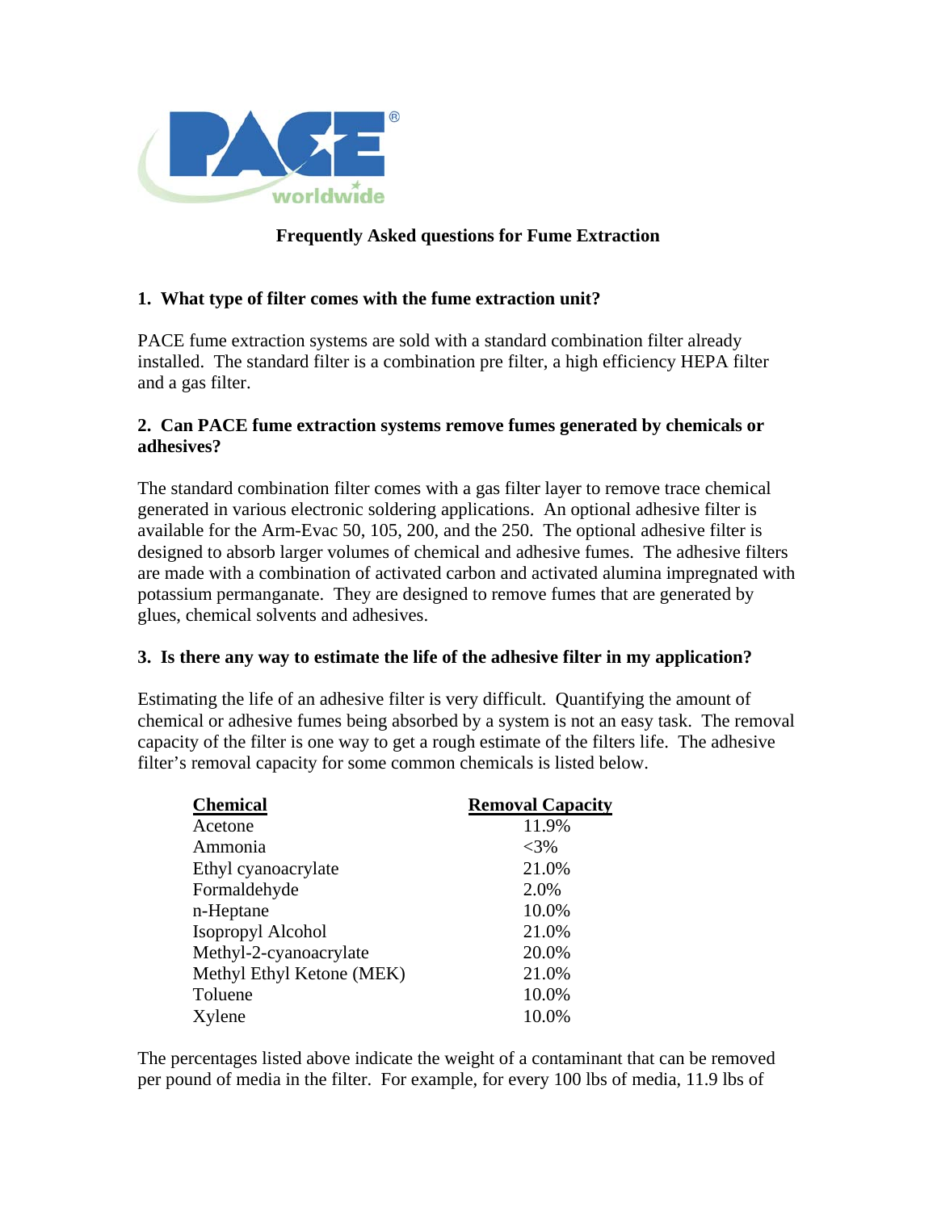# Frequently Asked questions for Fume Extraction

### 1. What type of filter comes with the fume extraction unit?

PACE fume extraction systems are sold with a standard combination filter already installed. The standard filter is a combination pre filter, a high efficiency HEPA filter and a gas filter.

### 2. Can PACE fume extraction systems remove fumes generated by chemicals or adhesives?

The standard combination filter comes with a gas filter layer to remove trace chemical generated in various electronic soldering applications. An optional adhesive filter is available for the Arm-Evac 50, 105, 200, and the 250. The optional adhesive filter is designed to absorb larger volumes of chemical and adhesive fumes. The adhesive filters are made with a combination of activated carbon and activated alumina impregnated with potassium permanganate. They are designed to remove fumes that are generated by glues, chemical solvents and adhesives.

### 3. Is there any way to estimate the life of the adhesive filter in my application?

Estimating the life of an adhesive filter is very difficult. Quantifying the amount of chemical or adhesive fumes being absorbed by a system is not an easy task. The removal capacity of the filter is one way to get a rough estimate of the filters life. The adhesive filter's removal capacity for some common chemicals is listed below.

| Chemical | Removal Capacity |
|---|---|
| Acetone | 11.9% |
| Ammonia | <3% |
| Ethyl cyanoacrylate | 21.0% |
| Formaldehyde | 2.0% |
| n-Heptane | 10.0% |
| Isopropyl Alcohol | 21.0% |
| Methyl-2-cyanoacrylate | 20.0% |
| Methyl Ethyl Ketone (MEK) | 21.0% |
| Toluene | 10.0% |
| Xylene | 10.0% |

The percentages listed above indicate the weight of a contaminant that can be removed per pound of media in the filter. For example, for every 100 lbs of media, 11.9 lbs of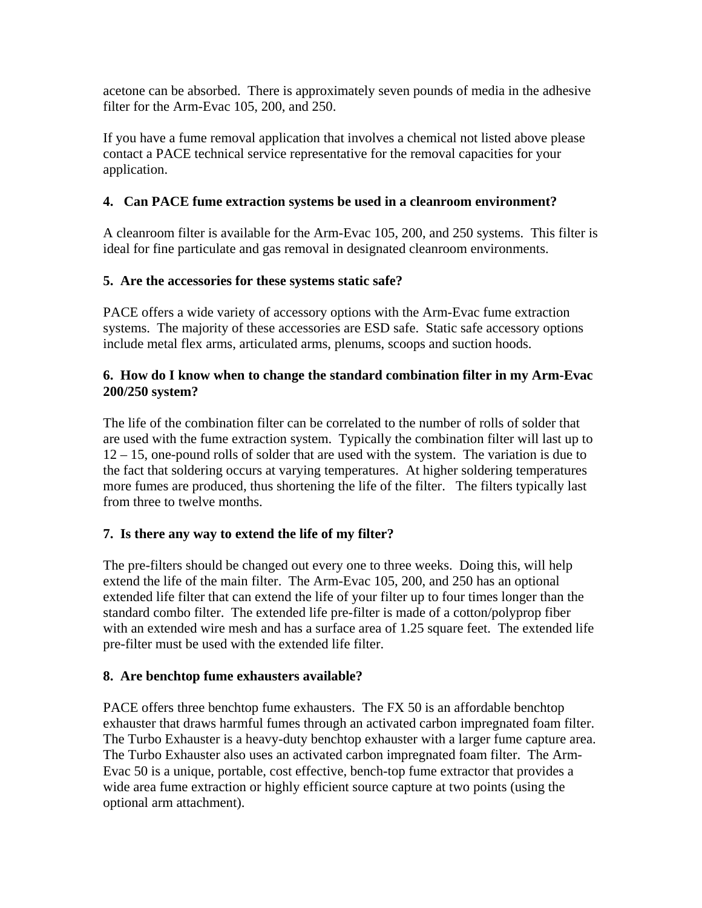acetone can be absorbed. There is approximately seven pounds of media in the adhesive filter for the Arm-Evac 105, 200, and 250.

If you have a fume removal application that involves a chemical not listed above please contact a PACE technical service representative for the removal capacities for your application.

**4. Can PACE fume extraction systems be used in a cleanroom environment?**

A cleanroom filter is available for the Arm-Evac 105, 200, and 250 systems. This filter is ideal for fine particulate and gas removal in designated cleanroom environments.

**5. Are the accessories for these systems static safe?**

PACE offers a wide variety of accessory options with the Arm-Evac fume extraction systems. The majority of these accessories are ESD safe. Static safe accessory options include metal flex arms, articulated arms, plenums, scoops and suction hoods.

**6. How do I know when to change the standard combination filter in my Arm-Evac 200/250 system?**

The life of the combination filter can be correlated to the number of rolls of solder that are used with the fume extraction system. Typically the combination filter will last up to 12 – 15, one-pound rolls of solder that are used with the system. The variation is due to the fact that soldering occurs at varying temperatures. At higher soldering temperatures more fumes are produced, thus shortening the life of the filter. The filters typically last from three to twelve months.

**7. Is there any way to extend the life of my filter?**

The pre-filters should be changed out every one to three weeks. Doing this, will help extend the life of the main filter. The Arm-Evac 105, 200, and 250 has an optional extended life filter that can extend the life of your filter up to four times longer than the standard combo filter. The extended life pre-filter is made of a cotton/polyprop fiber with an extended wire mesh and has a surface area of 1.25 square feet. The extended life pre-filter must be used with the extended life filter.

**8. Are benchtop fume exhausters available?**

PACE offers three benchtop fume exhausters. The FX 50 is an affordable benchtop exhauster that draws harmful fumes through an activated carbon impregnated foam filter. The Turbo Exhauster is a heavy-duty benchtop exhauster with a larger fume capture area. The Turbo Exhauster also uses an activated carbon impregnated foam filter. The Arm-Evac 50 is a unique, portable, cost effective, bench-top fume extractor that provides a wide area fume extraction or highly efficient source capture at two points (using the optional arm attachment).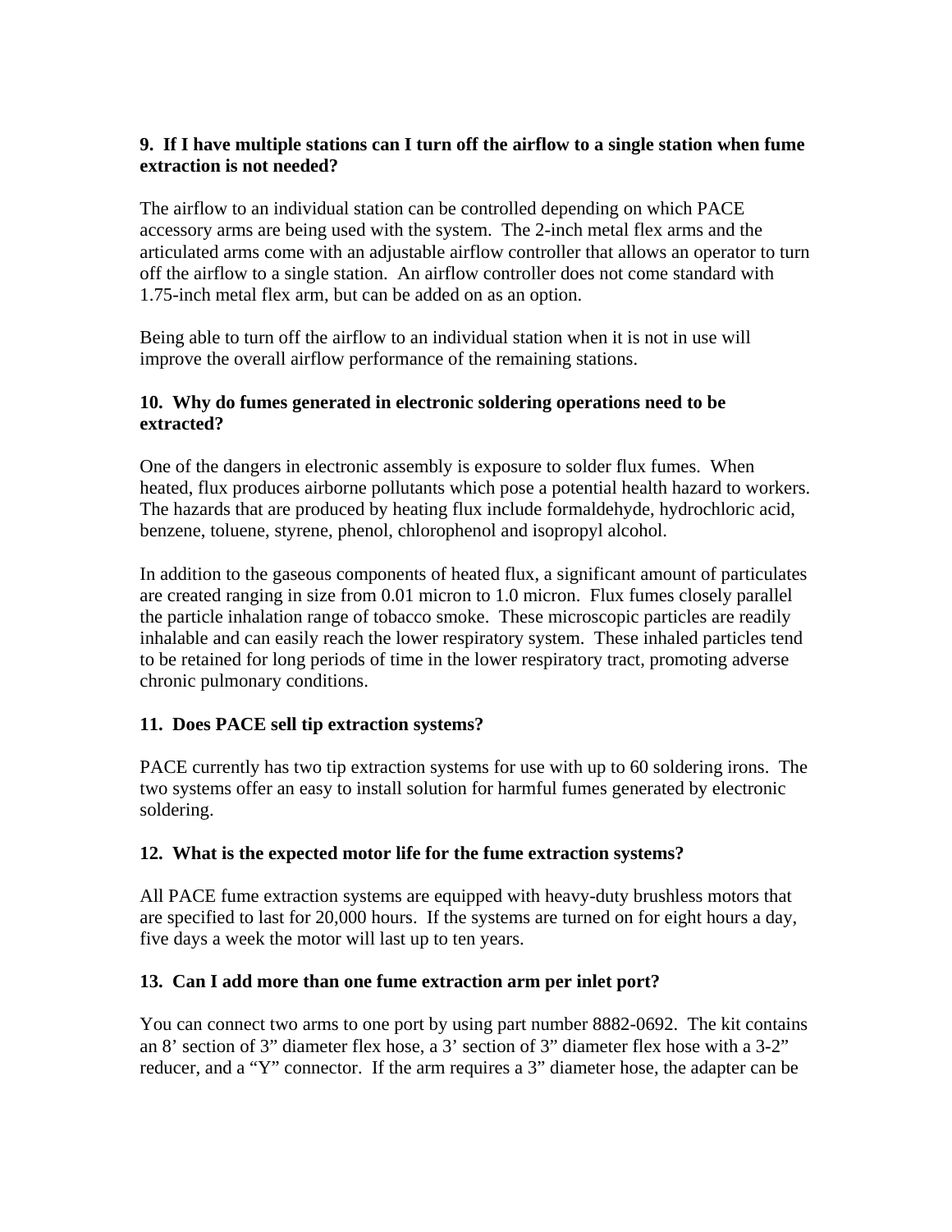**9. If I have multiple stations can I turn off the airflow to a single station when fume extraction is not needed?**

The airflow to an individual station can be controlled depending on which PACE accessory arms are being used with the system. The 2-inch metal flex arms and the articulated arms come with an adjustable airflow controller that allows an operator to turn off the airflow to a single station. An airflow controller does not come standard with 1.75-inch metal flex arm, but can be added on as an option.

Being able to turn off the airflow to an individual station when it is not in use will improve the overall airflow performance of the remaining stations.

**10. Why do fumes generated in electronic soldering operations need to be extracted?**

One of the dangers in electronic assembly is exposure to solder flux fumes. When heated, flux produces airborne pollutants which pose a potential health hazard to workers. The hazards that are produced by heating flux include formaldehyde, hydrochloric acid, benzene, toluene, styrene, phenol, chlorophenol and isopropyl alcohol.

In addition to the gaseous components of heated flux, a significant amount of particulates are created ranging in size from 0.01 micron to 1.0 micron. Flux fumes closely parallel the particle inhalation range of tobacco smoke. These microscopic particles are readily inhalable and can easily reach the lower respiratory system. These inhaled particles tend to be retained for long periods of time in the lower respiratory tract, promoting adverse chronic pulmonary conditions.

**11. Does PACE sell tip extraction systems?**

PACE currently has two tip extraction systems for use with up to 60 soldering irons. The two systems offer an easy to install solution for harmful fumes generated by electronic soldering.

**12. What is the expected motor life for the fume extraction systems?**

All PACE fume extraction systems are equipped with heavy-duty brushless motors that are specified to last for 20,000 hours. If the systems are turned on for eight hours a day, five days a week the motor will last up to ten years.

**13. Can I add more than one fume extraction arm per inlet port?**

You can connect two arms to one port by using part number 8882-0692. The kit contains an 8’ section of 3” diameter flex hose, a 3’ section of 3” diameter flex hose with a 3-2” reducer, and a “Y” connector. If the arm requires a 3” diameter hose, the adapter can be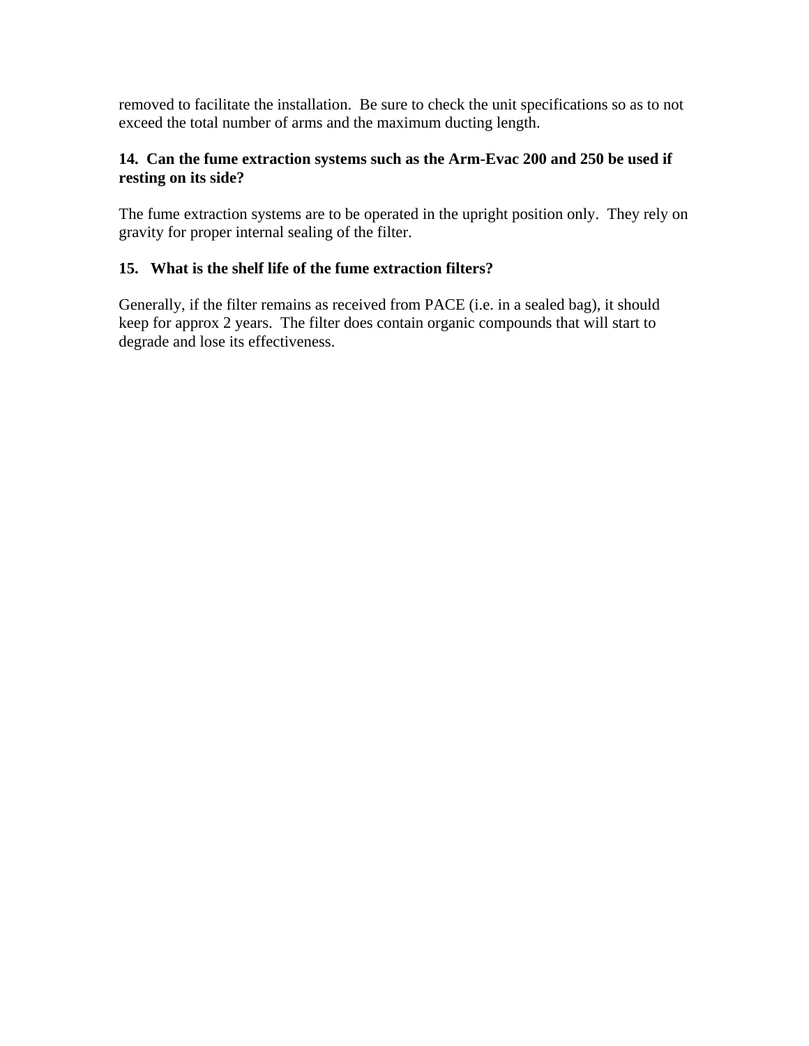removed to facilitate the installation.  Be sure to check the unit specifications so as to not exceed the total number of arms and the maximum ducting length.

**14.  Can the fume extraction systems such as the Arm-Evac 200 and 250 be used if resting on its side?**

The fume extraction systems are to be operated in the upright position only.  They rely on gravity for proper internal sealing of the filter.

**15.   What is the shelf life of the fume extraction filters?**

Generally, if the filter remains as received from PACE (i.e. in a sealed bag), it should keep for approx 2 years.  The filter does contain organic compounds that will start to degrade and lose its effectiveness.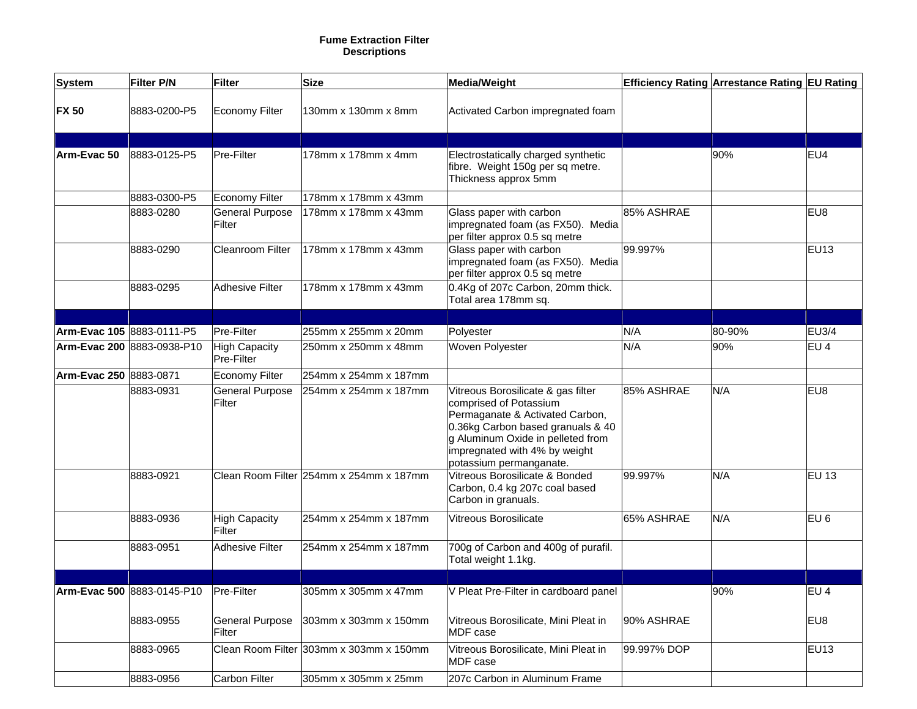**Fume Extraction Filter Descriptions**

| System | Filter P/N | Filter | Size | Media/Weight | Efficiency Rating | Arrestance Rating | EU Rating |
|---|---|---|---|---|---|---|---|
| **FX 50** | 8883-0200-P5 | Economy Filter | 130mm x 130mm x 8mm | Activated Carbon impregnated foam | | | |
| | | | | | | | |
| **Arm-Evac 50** | 8883-0125-P5 | Pre-Filter | 178mm x 178mm x 4mm | Electrostatically charged synthetic fibre. Weight 150g per sq metre. Thickness approx 5mm | | 90% | EU4 |
| | 8883-0300-P5 | Economy Filter | 178mm x 178mm x 43mm | | | | |
| | 8883-0280 | General Purpose Filter | 178mm x 178mm x 43mm | Glass paper with carbon impregnated foam (as FX50). Media per filter approx 0.5 sq metre | 85% ASHRAE | | EU8 |
| | 8883-0290 | Cleanroom Filter | 178mm x 178mm x 43mm | Glass paper with carbon impregnated foam (as FX50). Media per filter approx 0.5 sq metre | 99.997% | | EU13 |
| | 8883-0295 | Adhesive Filter | 178mm x 178mm x 43mm | 0.4Kg of 207c Carbon, 20mm thick. Total area 178mm sq. | | | |
| | | | | | | | |
| **Arm-Evac 105** | 8883-0111-P5 | Pre-Filter | 255mm x 255mm x 20mm | Polyester | N/A | 80-90% | EU3/4 |
| **Arm-Evac 200** | 8883-0938-P10 | High Capacity Pre-Filter | 250mm x 250mm x 48mm | Woven Polyester | N/A | 90% | EU 4 |
| **Arm-Evac 250** | 8883-0871 | Economy Filter | 254mm x 254mm x 187mm | | | | |
| | 8883-0931 | General Purpose Filter | 254mm x 254mm x 187mm | Vitreous Borosilicate & gas filter comprised of Potassium Permaganate & Activated Carbon, 0.36kg Carbon based granuals & 40 g Aluminum Oxide in pelleted from impregnated with 4% by weight potassium permanganate. | 85% ASHRAE | N/A | EU8 |
| | 8883-0921 | Clean Room Filter | 254mm x 254mm x 187mm | Vitreous Borosilicate & Bonded Carbon, 0.4 kg 207c coal based Carbon in granuals. | 99.997% | N/A | EU 13 |
| | 8883-0936 | High Capacity Filter | 254mm x 254mm x 187mm | Vitreous Borosilicate | 65% ASHRAE | N/A | EU 6 |
| | 8883-0951 | Adhesive Filter | 254mm x 254mm x 187mm | 700g of Carbon and 400g of purafil. Total weight 1.1kg. | | | |
| | | | | | | | |
| **Arm-Evac 500** | 8883-0145-P10 | Pre-Filter | 305mm x 305mm x 47mm | V Pleat Pre-Filter in cardboard panel | | 90% | EU 4 |
| | 8883-0955 | General Purpose Filter | 303mm x 303mm x 150mm | Vitreous Borosilicate, Mini Pleat in MDF case | 90% ASHRAE | | EU8 |
| | 8883-0965 | Clean Room Filter | 303mm x 303mm x 150mm | Vitreous Borosilicate, Mini Pleat in MDF case | 99.997% DOP | | EU13 |
| | 8883-0956 | Carbon Filter | 305mm x 305mm x 25mm | 207c Carbon in Aluminum Frame | | | |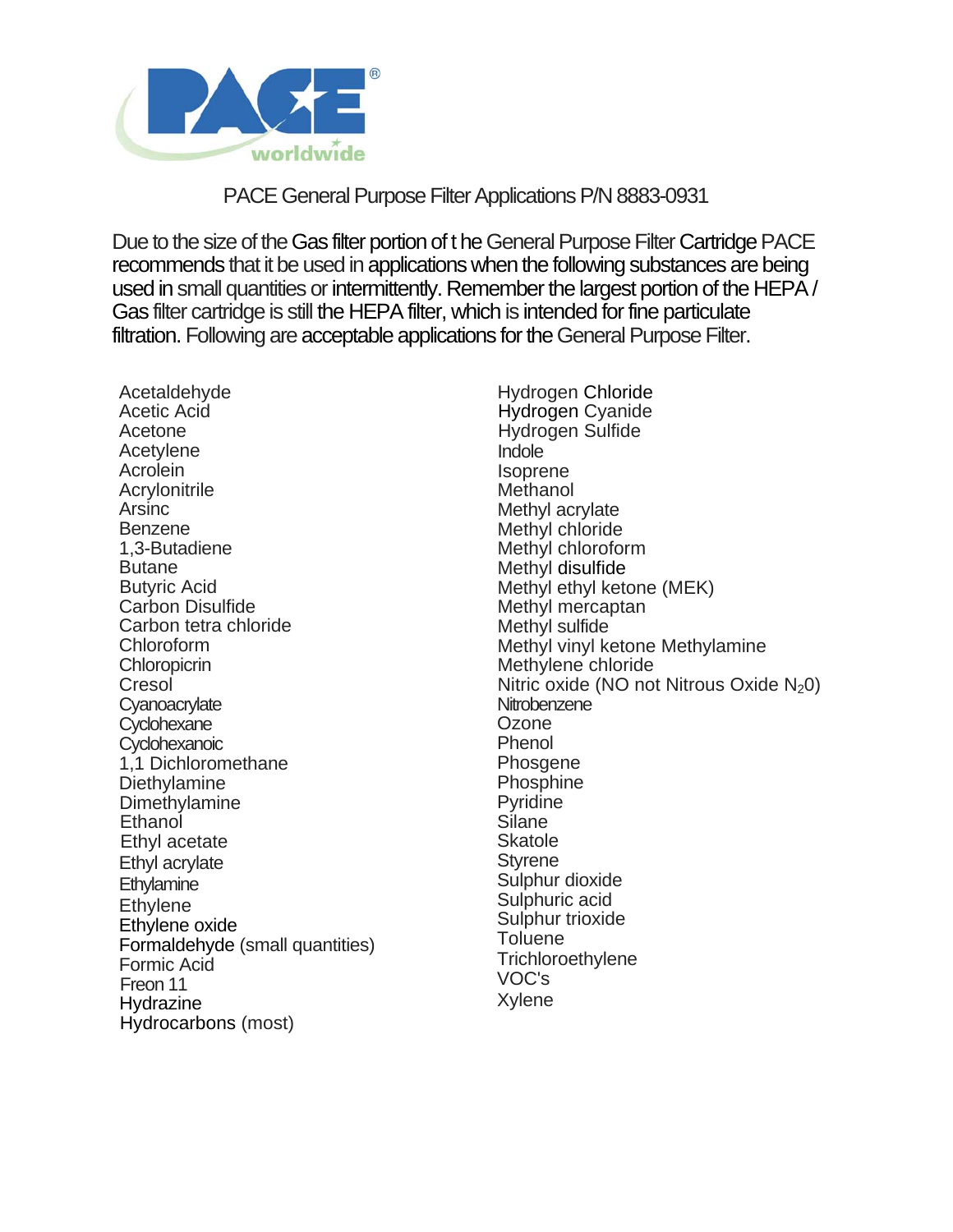PACE General Purpose Filter Applications P/N 8883-0931

Due to the size of the Gas filter portion of t he General Purpose Filter Cartridge PACE recommends that it be used in applications when the following substances are being used in small quantities or intermittently. Remember the largest portion of the HEPA / Gas filter cartridge is still the HEPA filter, which is intended for fine particulate filtration. Following are acceptable applications for the General Purpose Filter.

- Acetaldehyde
- Acetic Acid
- Acetone
- Acetylene
- Acrolein
- Acrylonitrile
- Arsinc
- Benzene
- 1,3-Butadiene
- Butane
- Butyric Acid
- Carbon Disulfide
- Carbon tetra chloride
- Chloroform
- Chloropicrin
- Cresol
- Cyanoacrylate
- Cyclohexane
- Cyclohexanoic
- 1,1 Dichloromethane
- Diethylamine
- Dimethylamine
- Ethanol
- Ethyl acetate
- Ethyl acrylate
- Ethylamine
- Ethylene
- Ethylene oxide
- Formaldehyde (small quantities)
- Formic Acid
- Freon 11
- Hydrazine
- Hydrocarbons (most)
- Hydrogen Chloride
- Hydrogen Cyanide
- Hydrogen Sulfide
- Indole
- Isoprene
- Methanol
- Methyl acrylate
- Methyl chloride
- Methyl chloroform
- Methyl disulfide
- Methyl ethyl ketone (MEK)
- Methyl mercaptan
- Methyl sulfide
- Methyl vinyl ketone Methylamine
- Methylene chloride
- Nitric oxide (NO not Nitrous Oxide $N_20$)
- Nitrobenzene
- Ozone
- Phenol
- Phosgene
- Phosphine
- Pyridine
- Silane
- Skatole
- Styrene
- Sulphur dioxide
- Sulphuric acid
- Sulphur trioxide
- Toluene
- Trichloroethylene
- VOC's
- Xylene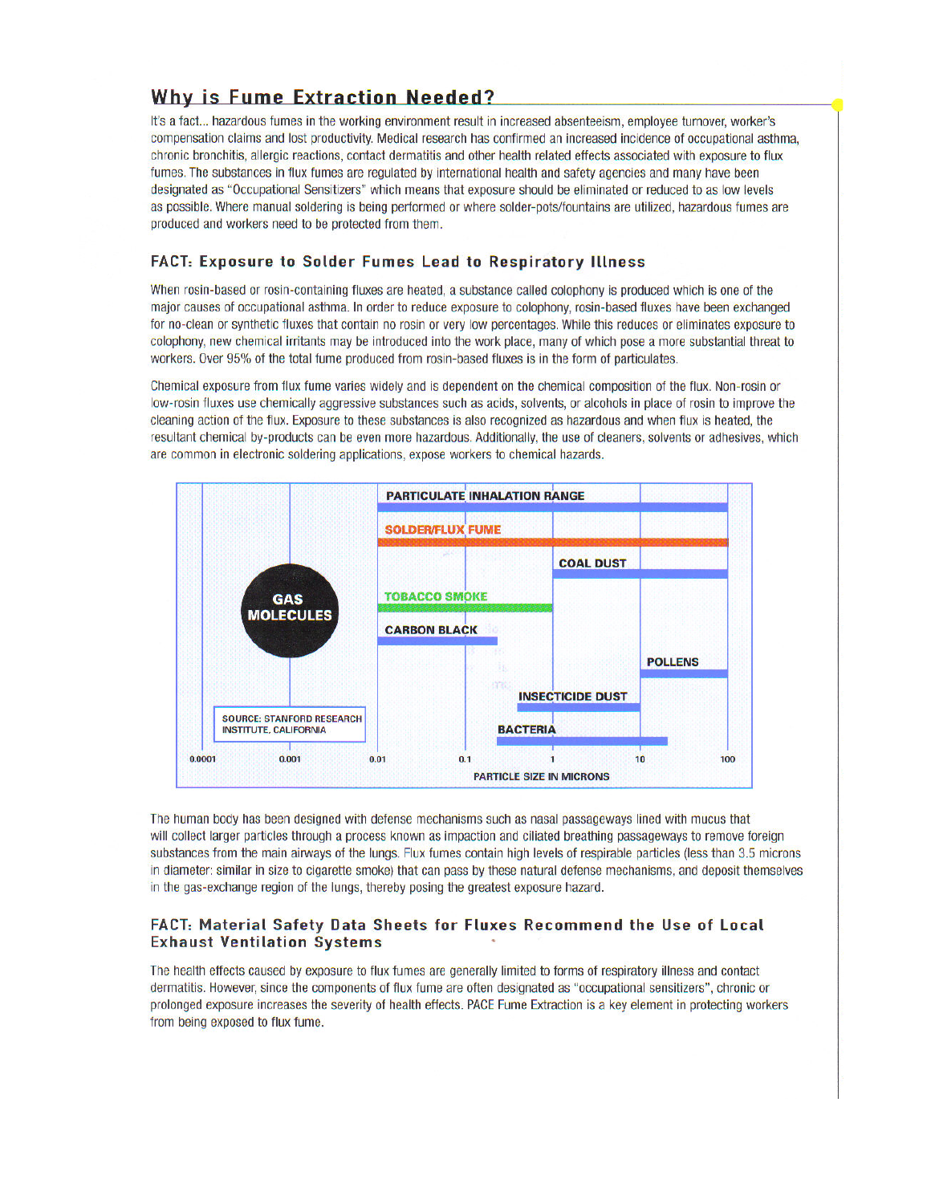## Why is Fume Extraction Needed?

It's a fact... hazardous fumes in the working environment result in increased absenteeism, employee turnover, worker's compensation claims and lost productivity. Medical research has confirmed an increased incidence of occupational asthma, chronic bronchitis, allergic reactions, contact dermatitis and other health related effects associated with exposure to flux fumes. The substances in flux fumes are regulated by international health and safety agencies and many have been designated as "Occupational Sensitizers" which means that exposure should be eliminated or reduced to as low levels as possible. Where manual soldering is being performed or where solder-pots/fountains are utilized, hazardous fumes are produced and workers need to be protected from them.

### FACT: Exposure to Solder Fumes Lead to Respiratory Illness

When rosin-based or rosin-containing fluxes are heated, a substance called colophony is produced which is one of the major causes of occupational asthma. In order to reduce exposure to colophony, rosin-based fluxes have been exchanged for no-clean or synthetic fluxes that contain no rosin or very low percentages. While this reduces or eliminates exposure to colophony, new chemical irritants may be introduced into the work place, many of which pose a more substantial threat to workers. Over 95% of the total fume produced from rosin-based fluxes is in the form of particulates.

Chemical exposure from flux fume varies widely and is dependent on the chemical composition of the flux. Non-rosin or low-rosin fluxes use chemically aggressive substances such as acids, solvents, or alcohols in place of rosin to improve the cleaning action of the flux. Exposure to these substances is also recognized as hazardous and when flux is heated, the resultant chemical by-products can be even more hazardous. Additionally, the use of cleaners, solvents or adhesives, which are common in electronic soldering applications, expose workers to chemical hazards.

PARTICULATE INHALATION RANGE

SOLDER/FLUX FUME

COAL DUST

GAS MOLECULES

TOBACCO SMOKE

CARBON BLACK

POLLENS

INSECTICIDE DUST

SOURCE: STANFORD RESEARCH INSTITUTE, CALIFORNIA

BACTERIA

0.0001 0.001 0.01 0.1 1 10 100

PARTICLE SIZE IN MICRONS

The human body has been designed with defense mechanisms such as nasal passageways lined with mucus that will collect larger particles through a process known as impaction and ciliated breathing passageways to remove foreign substances from the main airways of the lungs. Flux fumes contain high levels of respirable particles (less than 3.5 microns in diameter: similar in size to cigarette smoke) that can pass by these natural defense mechanisms, and deposit themselves in the gas-exchange region of the lungs, thereby posing the greatest exposure hazard.

### FACT: Material Safety Data Sheets for Fluxes Recommend the Use of Local Exhaust Ventilation Systems

The health effects caused by exposure to flux fumes are generally limited to forms of respiratory illness and contact dermatitis. However, since the components of flux fume are often designated as "occupational sensitizers", chronic or prolonged exposure increases the severity of health effects. PACE Fume Extraction is a key element in protecting workers from being exposed to flux fume.